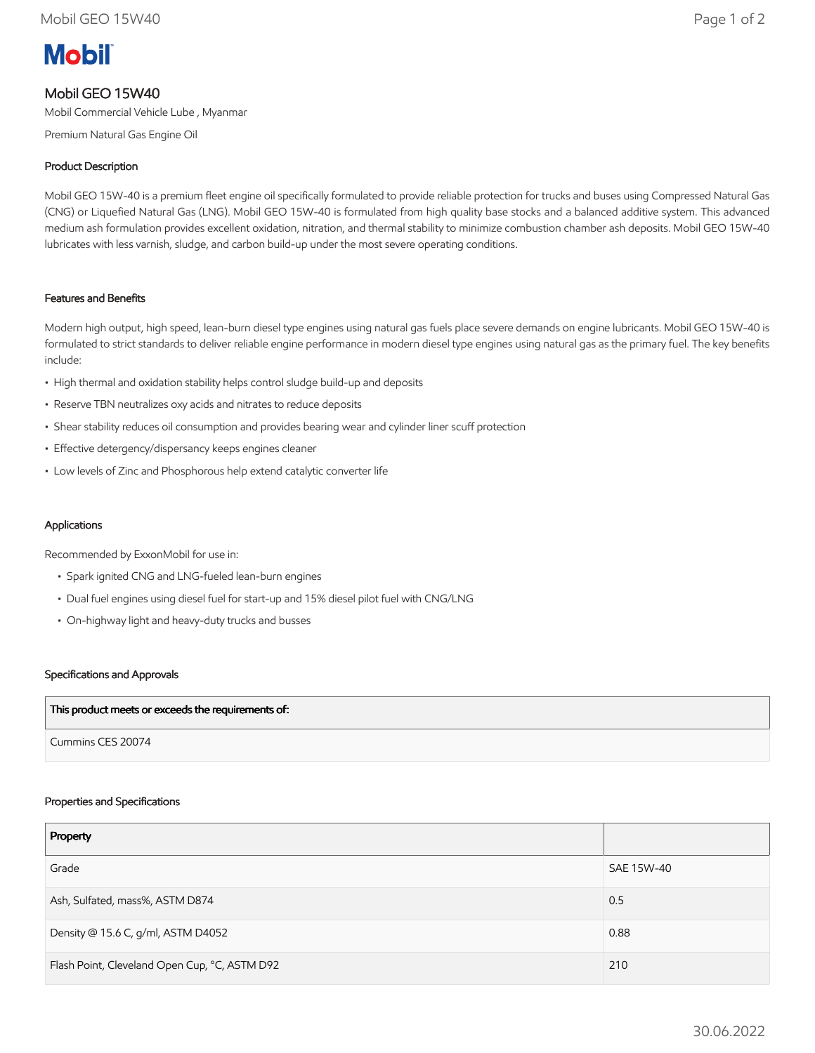Mobil

# Mobil GEO 15W40

Mobil Commercial Vehicle Lube , Myanmar

Premium Natural Gas Engine Oil

## Product Description

Mobil GEO 15W-40 is a premium fleet engine oil specifically formulated to provide reliable protection for trucks and buses using Compressed Natural Gas (CNG) or Liquefied Natural Gas (LNG). Mobil GEO 15W-40 is formulated from high quality base stocks and a balanced additive system. This advanced medium ash formulation provides excellent oxidation, nitration, and thermal stability to minimize combustion chamber ash deposits. Mobil GEO 15W-40 lubricates with less varnish, sludge, and carbon build-up under the most severe operating conditions.

## Features and Benefits

Modern high output, high speed, lean-burn diesel type engines using natural gas fuels place severe demands on engine lubricants. Mobil GEO 15W-40 is formulated to strict standards to deliver reliable engine performance in modern diesel type engines using natural gas as the primary fuel. The key benefits include:

- High thermal and oxidation stability helps control sludge build-up and deposits
- Reserve TBN neutralizes oxy acids and nitrates to reduce deposits
- Shear stability reduces oil consumption and provides bearing wear and cylinder liner scuff protection
- Effective detergency/dispersancy keeps engines cleaner
- Low levels of Zinc and Phosphorous help extend catalytic converter life

## Applications

Recommended by ExxonMobil for use in:

- Spark ignited CNG and LNG-fueled lean-burn engines
- Dual fuel engines using diesel fuel for start-up and 15% diesel pilot fuel with CNG/LNG
- On-highway light and heavy-duty trucks and busses

## Specifications and Approvals

| This product meets or exceeds the requirements of: |
|---|
| Cummins CES 20074 |

## Properties and Specifications

| Property | |
|---|---|
| Grade | SAE 15W-40 |
| Ash, Sulfated, mass%, ASTM D874 | 0.5 |
| Density @ 15.6 C, g/ml, ASTM D4052 | 0.88 |
| Flash Point, Cleveland Open Cup, °C, ASTM D92 | 210 |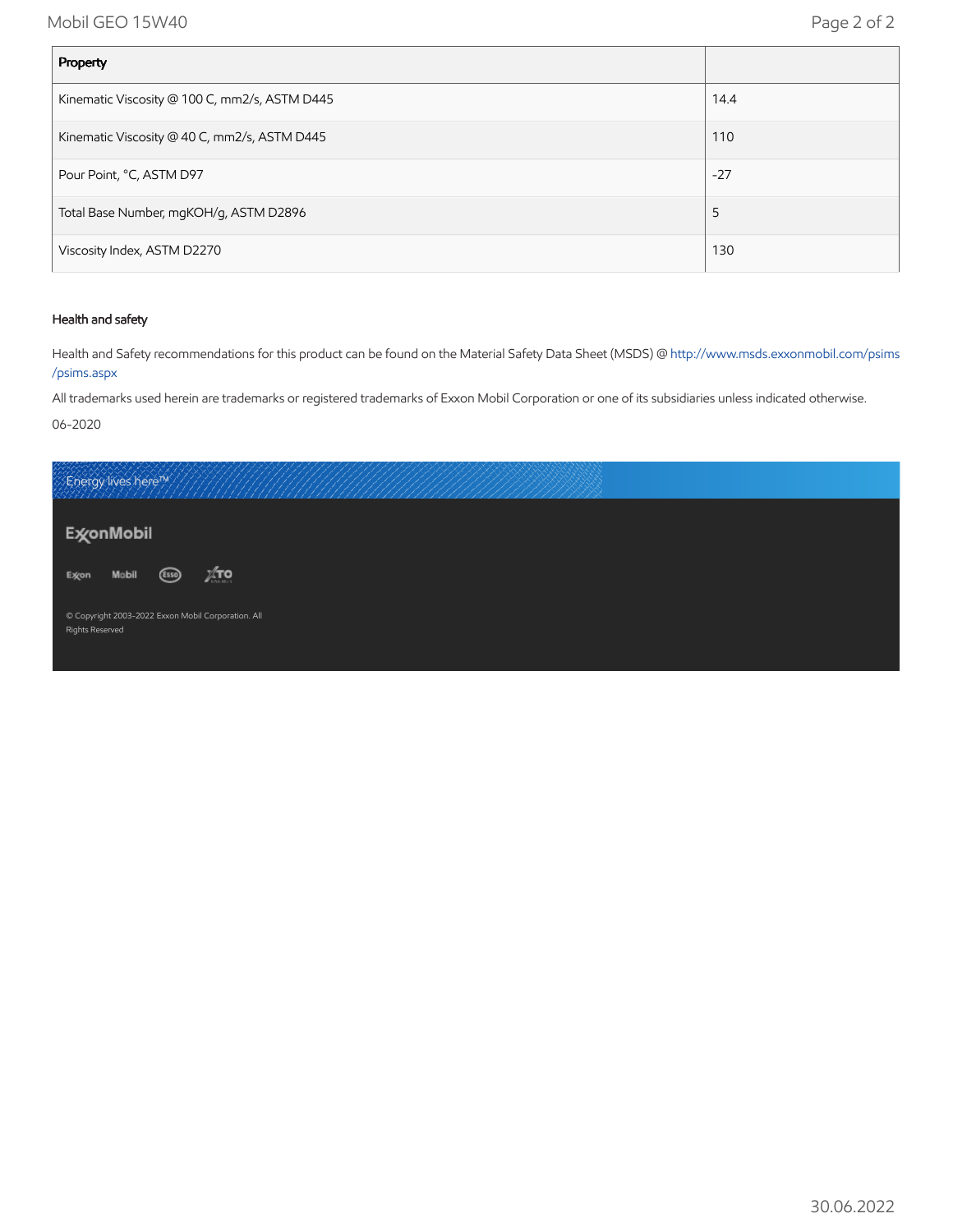| Property | |
|---|---|
| Kinematic Viscosity @ 100 C, mm2/s, ASTM D445 | 14.4 |
| Kinematic Viscosity @ 40 C, mm2/s, ASTM D445 | 110 |
| Pour Point, °C, ASTM D97 | -27 |
| Total Base Number, mgKOH/g, ASTM D2896 | 5 |
| Viscosity Index, ASTM D2270 | 130 |

### Health and safety

Health and Safety recommendations for this product can be found on the Material Safety Data Sheet (MSDS) @ http://www.msds.exxonmobil.com/psims/psims.aspx

All trademarks used herein are trademarks or registered trademarks of Exxon Mobil Corporation or one of its subsidiaries unless indicated otherwise.

06-2020

Energy lives here™

ExxonMobil

Exxon Mobil Esso XTO

© Copyright 2003-2022 Exxon Mobil Corporation. All Rights Reserved